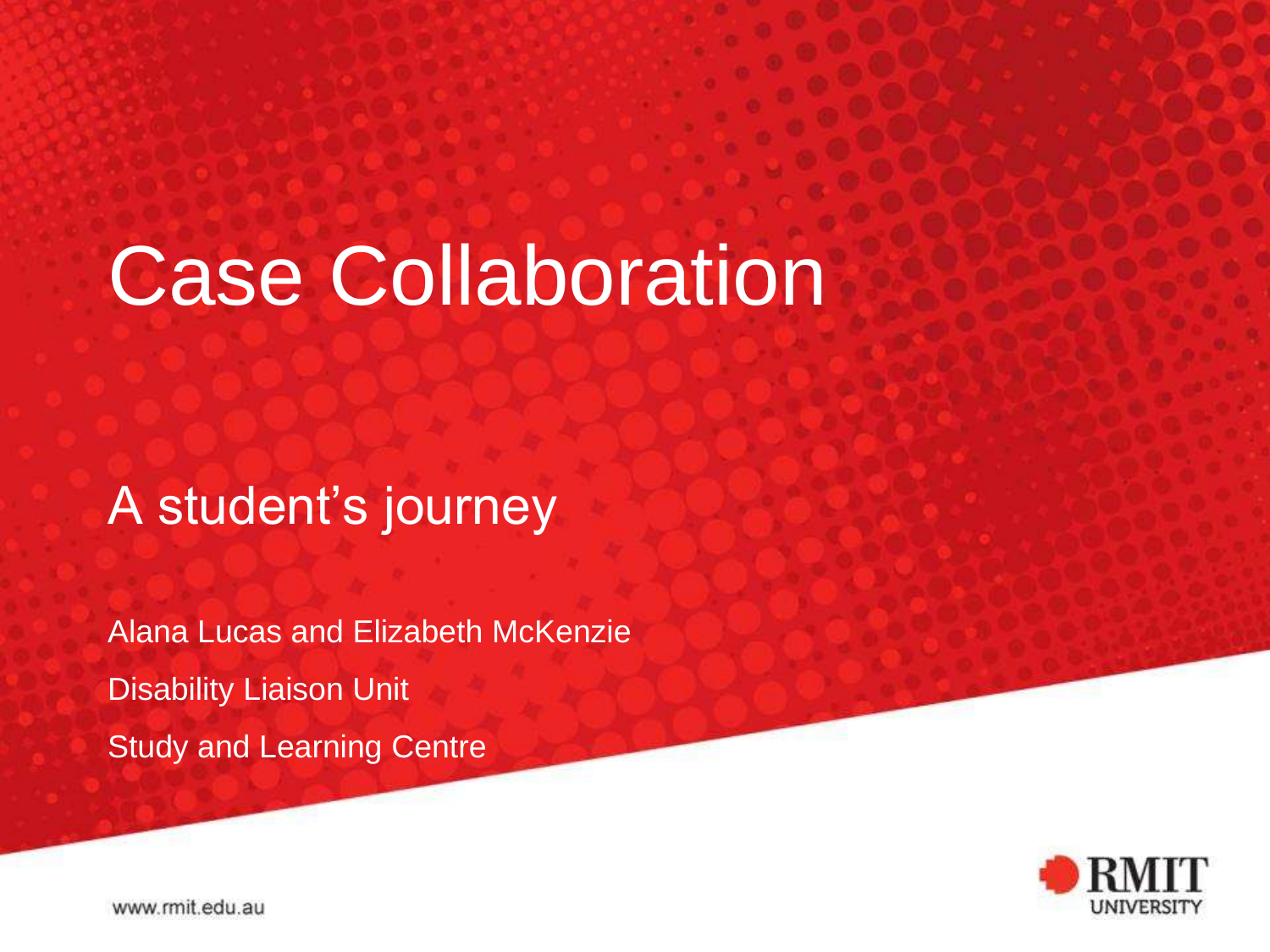# Case Collaboration

## A student's journey

Alana Lucas and Elizabeth McKenzie

Disability Liaison Unit

Study and Learning Centre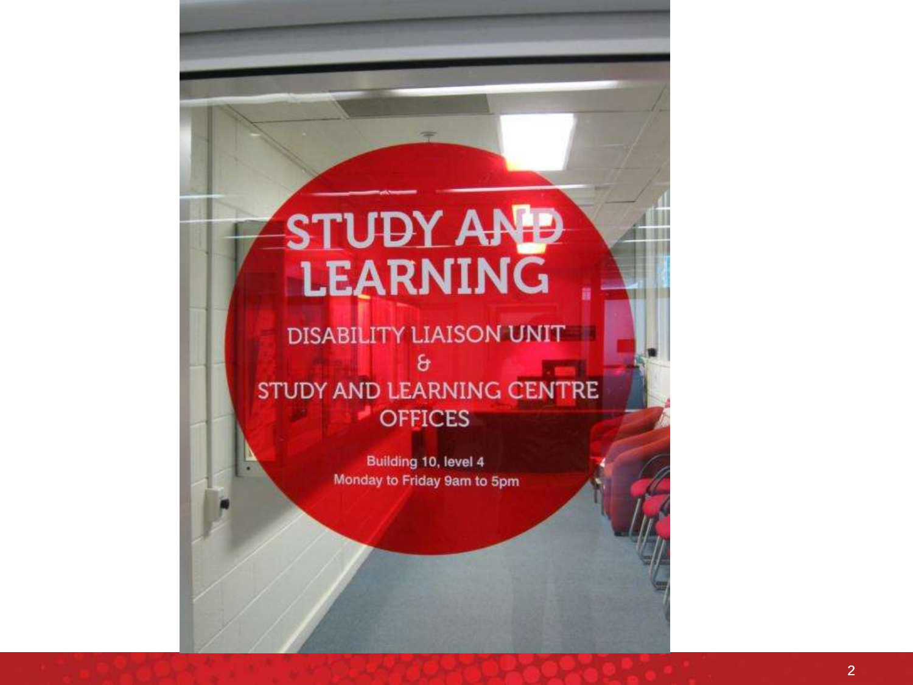# STUDY AND LEARNING

DISABILITY LIAISON UNIT
&
STUDY AND LEARNING CENTRE
OFFICES

Building 10, level 4
Monday to Friday 9am to 5pm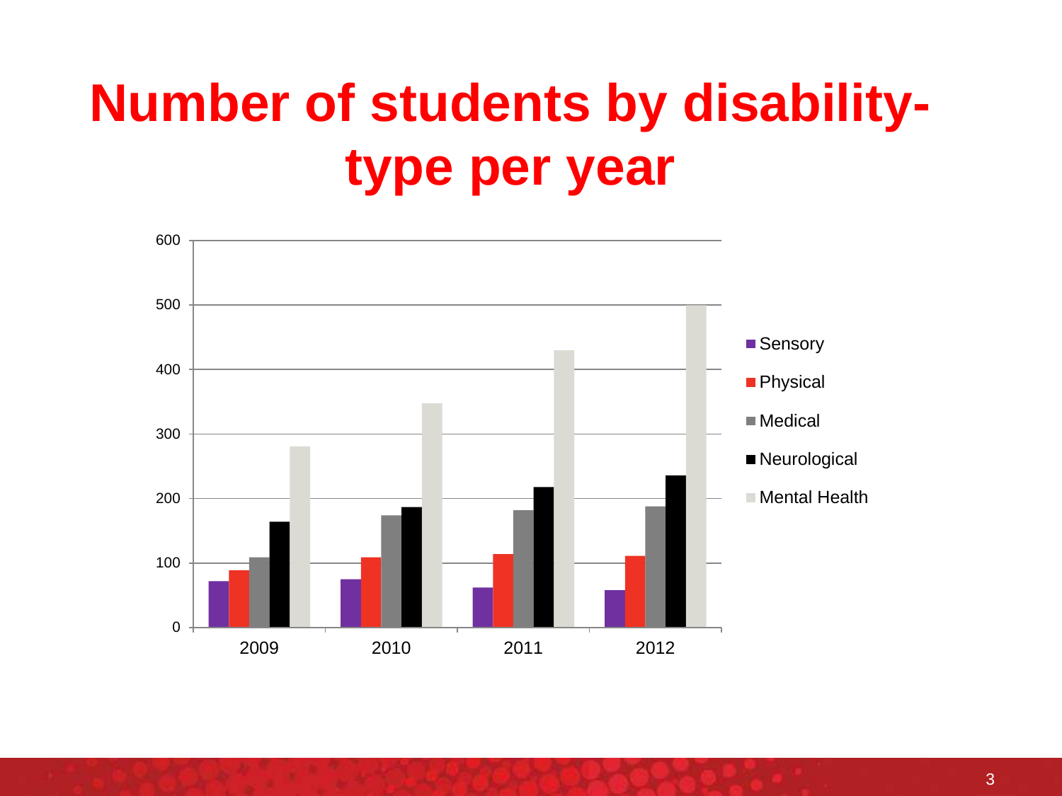# Number of students by disability-type per year

600
500
400
300
200
100
0

2009 2010 2011 2012

- Sensory
- Physical
- Medical
- Neurological
- Mental Health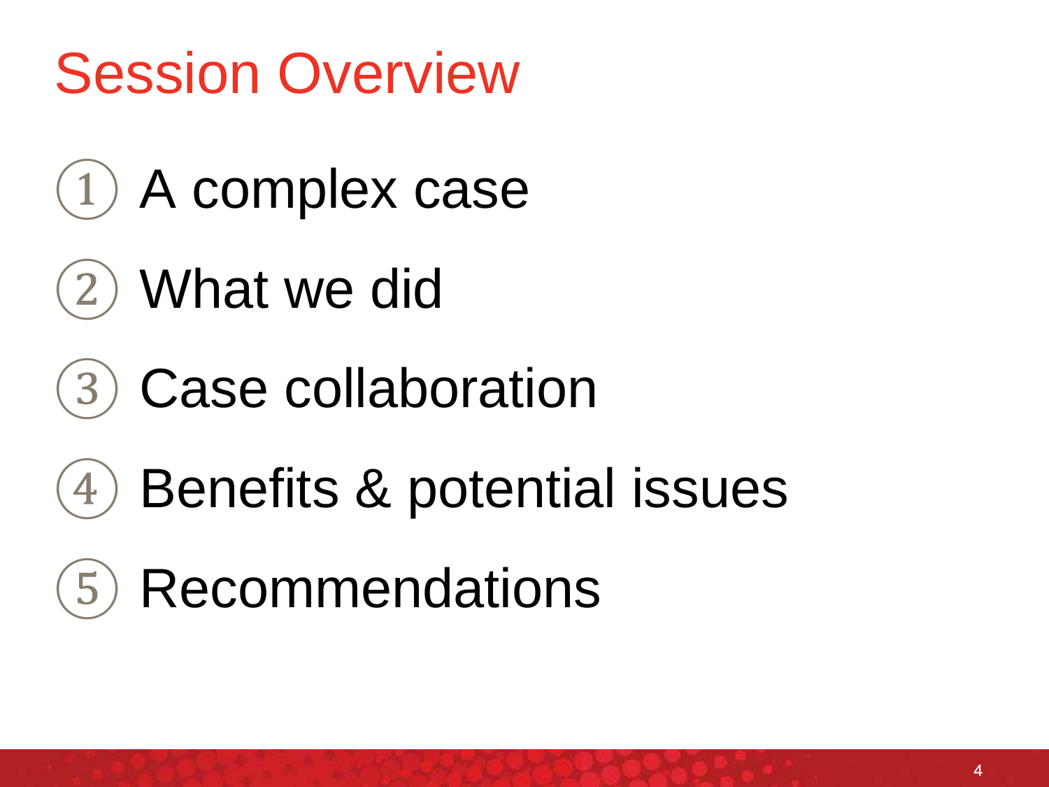# Session Overview

1. A complex case
2. What we did
3. Case collaboration
4. Benefits & potential issues
5. Recommendations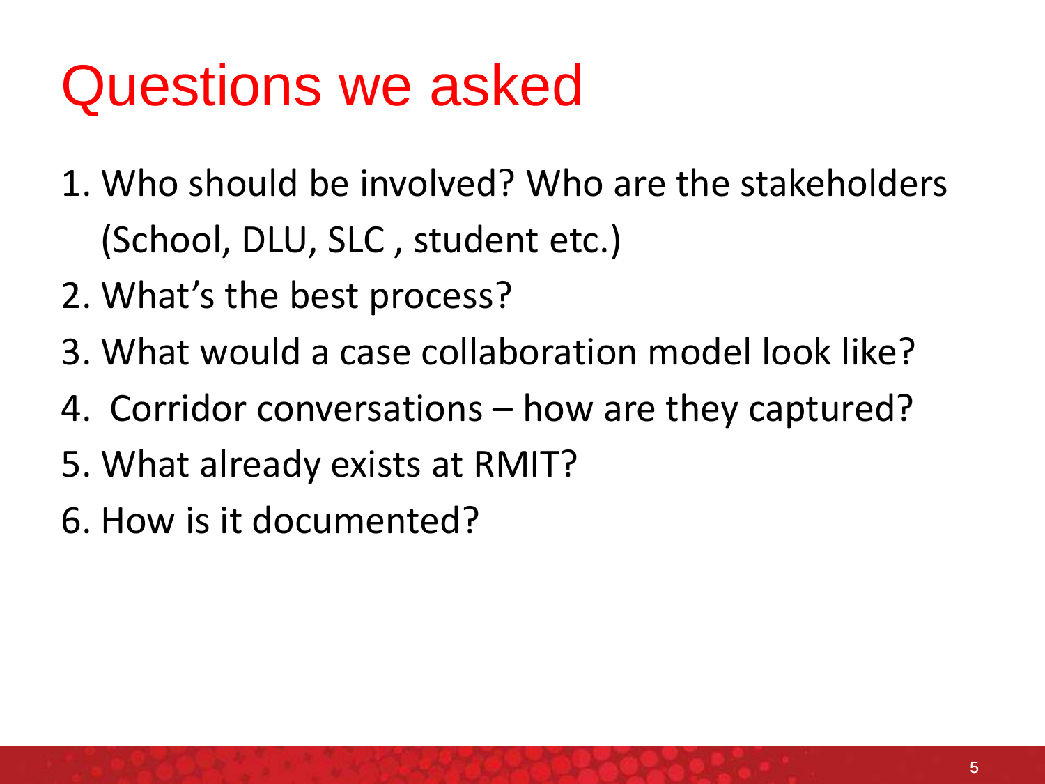# Questions we asked

1. Who should be involved? Who are the stakeholders (School, DLU, SLC , student etc.)
2. What's the best process?
3. What would a case collaboration model look like?
4. Corridor conversations – how are they captured?
5. What already exists at RMIT?
6. How is it documented?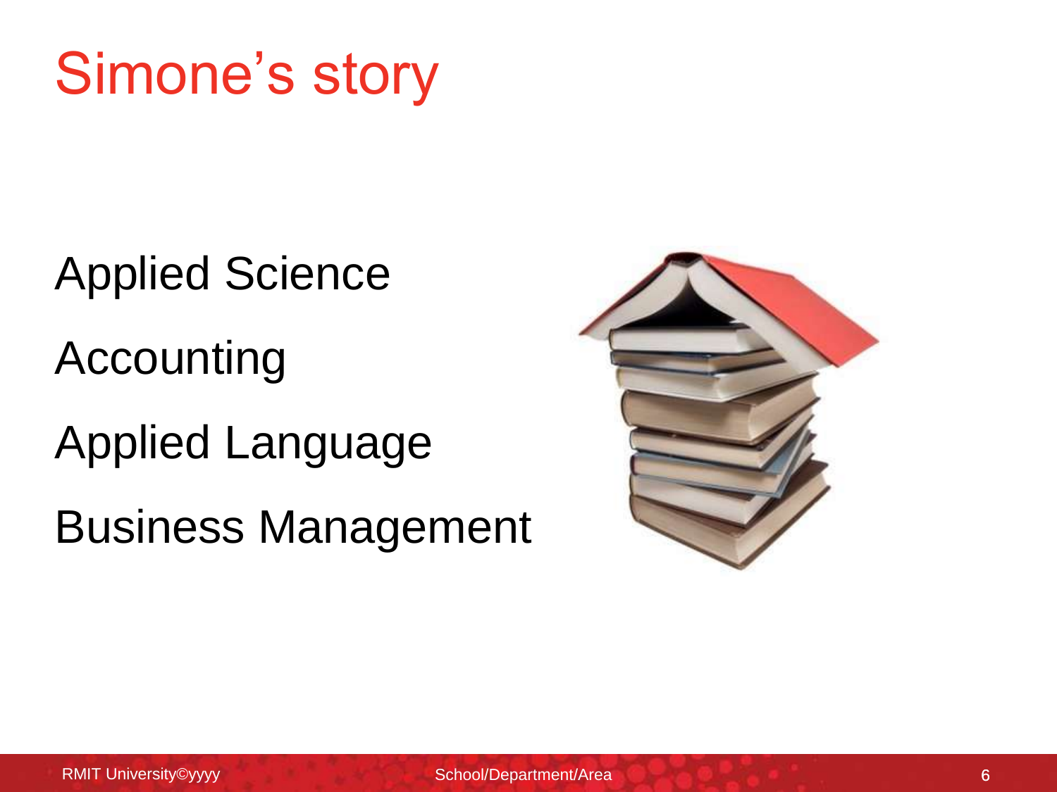# Simone's story

Applied Science

Accounting

Applied Language

Business Management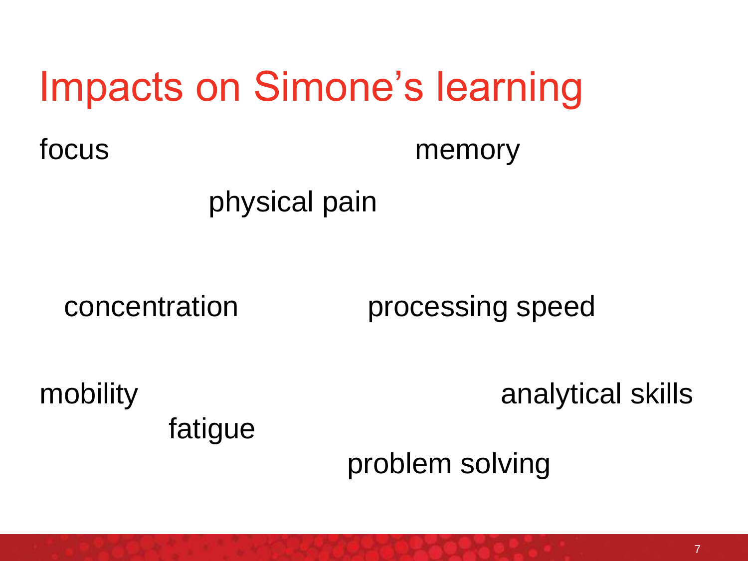# Impacts on Simone's learning

focus

memory

physical pain

concentration

processing speed

mobility

analytical skills

fatigue

problem solving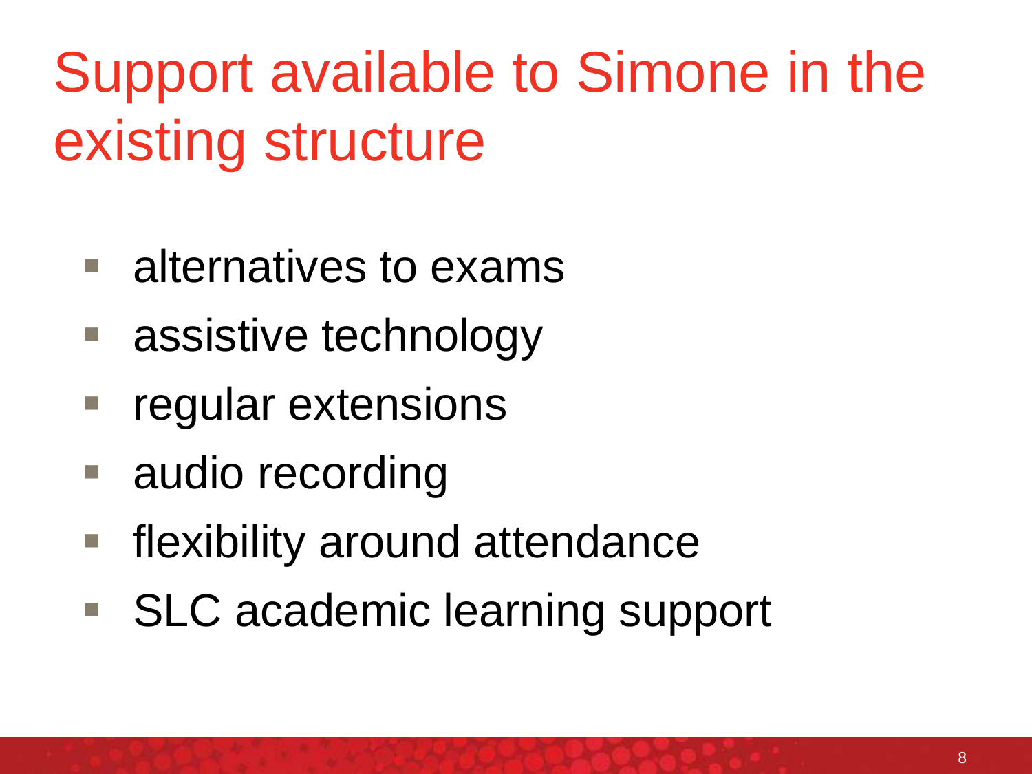# Support available to Simone in the existing structure

- alternatives to exams
- assistive technology
- regular extensions
- audio recording
- flexibility around attendance
- SLC academic learning support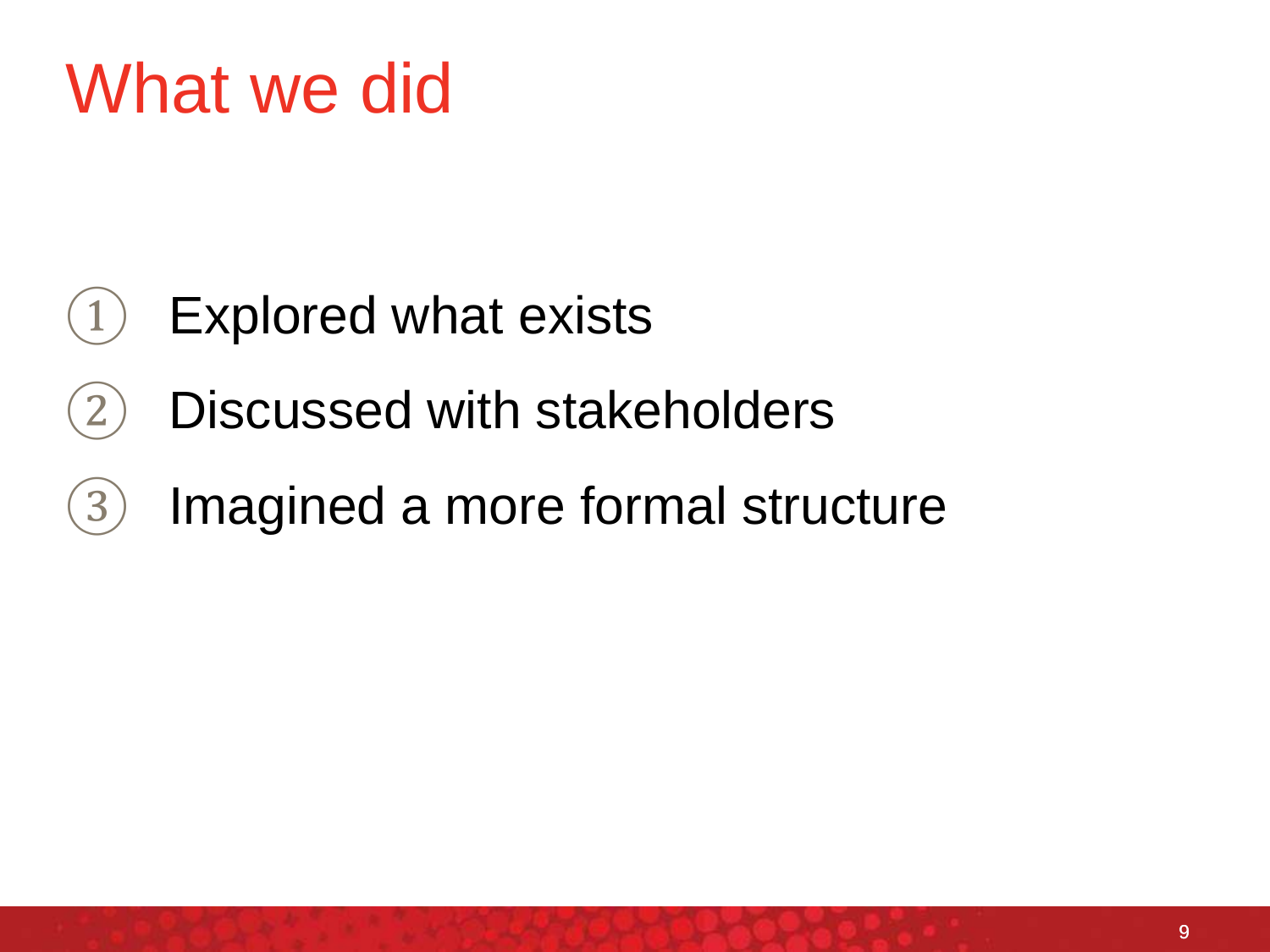# What we did

1. Explored what exists
2. Discussed with stakeholders
3. Imagined a more formal structure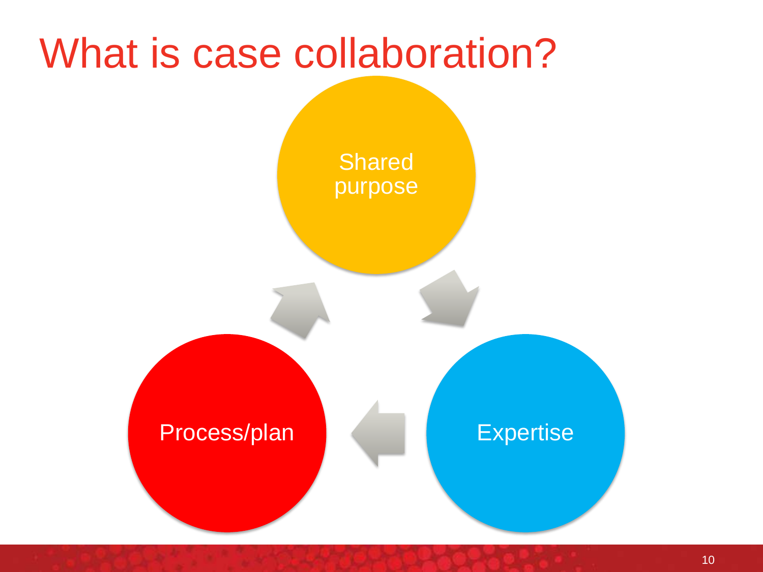# What is case collaboration?

Shared purpose

Expertise

Process/plan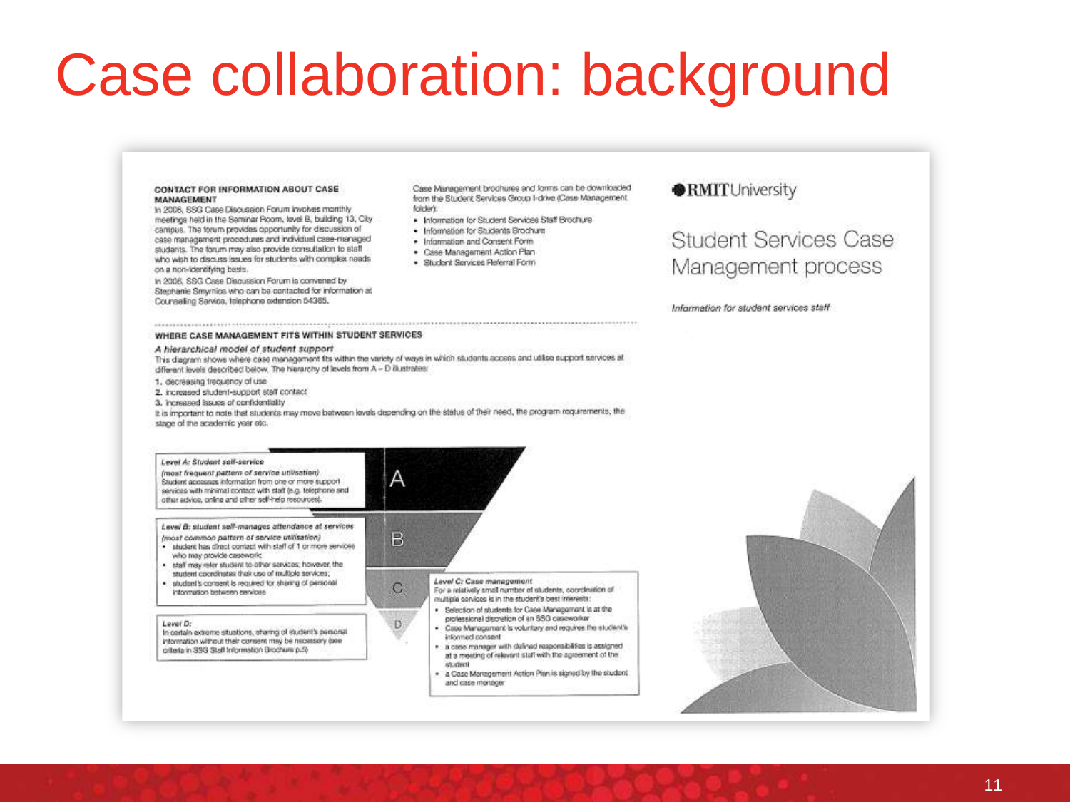# Case collaboration: background

**CONTACT FOR INFORMATION ABOUT CASE MANAGEMENT**

In 2006, SSG Case Discussion Forum involves monthly meetings held in the Seminar Room, level B, building 13, City campus. The forum provides opportunity for discussion of case management procedures and individual case-managed students. The forum may also provide consultation to staff who wish to discuss issues for students with complex needs on a non-identifying basis.

In 2006, SSG Case Discussion Forum is convened by Stephanie Smyrnios who can be contacted for information at Counselling Service, telephone extension 54365.

Case Management brochures and forms can be downloaded from the Student Services Group I-drive (Case Management folder):

- Information for Student Services Staff Brochure
- Information for Students Brochure
- Information and Consent Form
- Case Management Action Plan
- Student Services Referral Form

**RMIT University**

## Student Services Case Management process

*Information for student services staff*

**WHERE CASE MANAGEMENT FITS WITHIN STUDENT SERVICES**

*A hierarchical model of student support*

This diagram shows where case management fits within the variety of ways in which students access and utilise support services at different levels described below. The hierarchy of levels from A – D illustrates:

1. decreasing frequency of use
2. increased student-support staff contact
3. increased issues of confidentiality

It is important to note that students may move between levels depending on the status of their need, the program requirements, the stage of the academic year etc.

*Level A: Student self-service*
*(most frequent pattern of service utilisation)*
Student accesses information from one or more support services with minimal contact with staff (e.g. telephone and other advice, online and other self-help resources).

*Level B: student self-manages attendance at services*
*(most common pattern of service utilisation)*

- student has direct contact with staff of 1 or more services who may provide casework;
- staff may refer student to other services; however, the student coordinates their use of multiple services;
- student's consent is required for sharing of personal information between services

*Level C: Case management*
For a relatively small number of students, coordination of multiple services is in the student's best interests:

- Selection of students for Case Management is at the professional discretion of an SSG caseworker
- Case Management is voluntary and requires the student's informed consent
- a case manager with defined responsibilities is assigned at a meeting of relevant staff with the agreement of the student
- a Case Management Action Plan is signed by the student and case manager

*Level D:*
In certain extreme situations, sharing of student's personal information without their consent may be necessary (see criteria in SSG Staff Information Brochure p.5)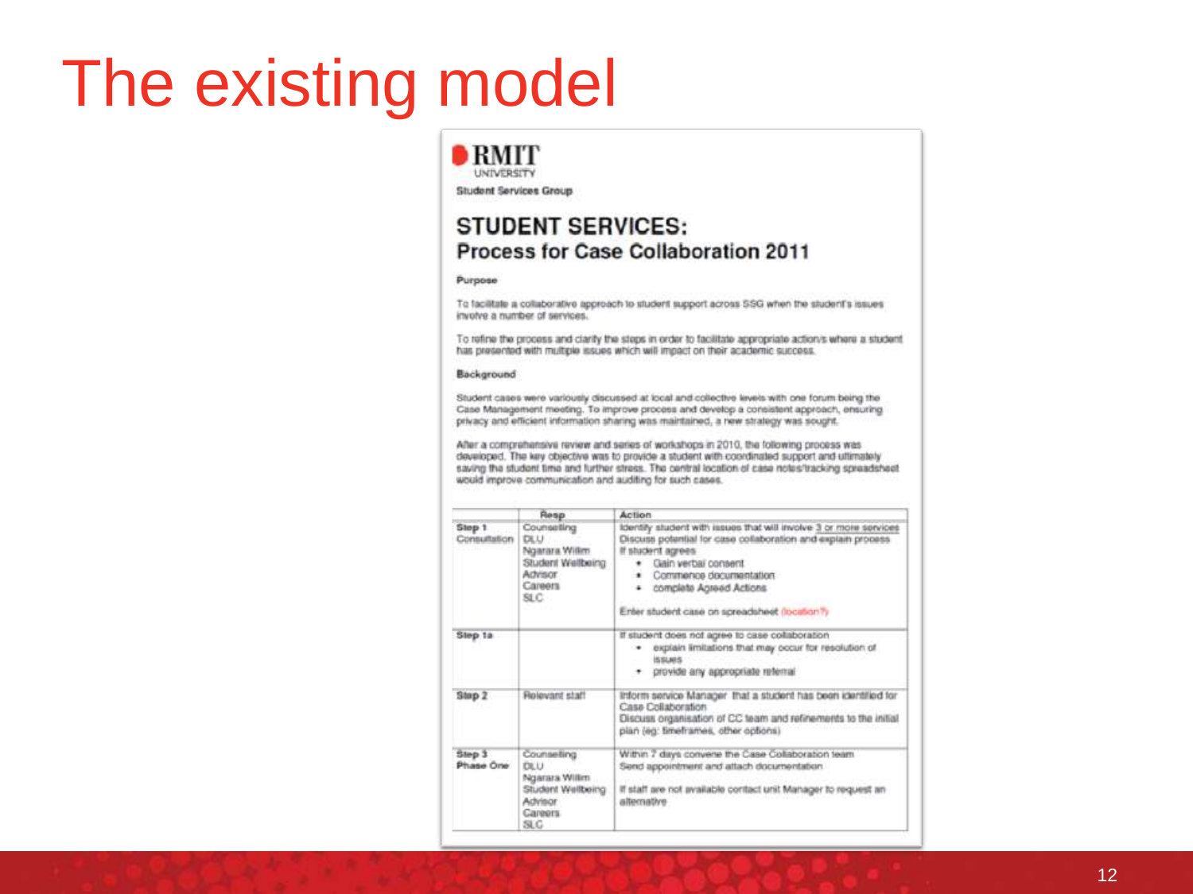# The existing model

RMIT UNIVERSITY

Student Services Group

## STUDENT SERVICES:
### Process for Case Collaboration 2011

**Purpose**

To facilitate a collaborative approach to student support across SSG when the student's issues involve a number of services.

To refine the process and clarify the steps in order to facilitate appropriate action/s where a student has presented with multiple issues which will impact on their academic success.

**Background**

Student cases were variously discussed at local and collective levels with one forum being the Case Management meeting. To improve process and develop a consistent approach, ensuring privacy and efficient information sharing was maintained, a new strategy was sought.

After a comprehensive review and series of workshops in 2010, the following process was developed. The key objective was to provide a student with coordinated support and ultimately saving the student time and further stress. The central location of case notes/tracking spreadsheet would improve communication and auditing for such cases.

| | Resp | Action |
|---|---|---|
| **Step 1** Consultation | Counselling<br>DLU<br>Ngarara Willim<br>Student Wellbeing Advisor<br>Careers<br>SLC | Identify student with issues that will involve 3 or more services<br>Discuss potential for case collaboration and explain process<br>If student agrees<br>• Gain verbal consent<br>• Commence documentation<br>• complete Agreed Actions<br><br>Enter student case on spreadsheet (location?) |
| **Step 1a** | | If student does not agree to case collaboration<br>• explain limitations that may occur for resolution of issues<br>• provide any appropriate referral |
| **Step 2** | Relevant staff | Inform service Manager that a student has been identified for Case Collaboration<br>Discuss organisation of CC team and refinements to the initial plan (eg: timeframes, other options) |
| **Step 3** Phase One | Counselling<br>DLU<br>Ngarara Willim<br>Student Wellbeing Advisor<br>Careers<br>SLC | Within 7 days convene the Case Collaboration team<br>Send appointment and attach documentation<br><br>If staff are not available contact unit Manager to request an alternative |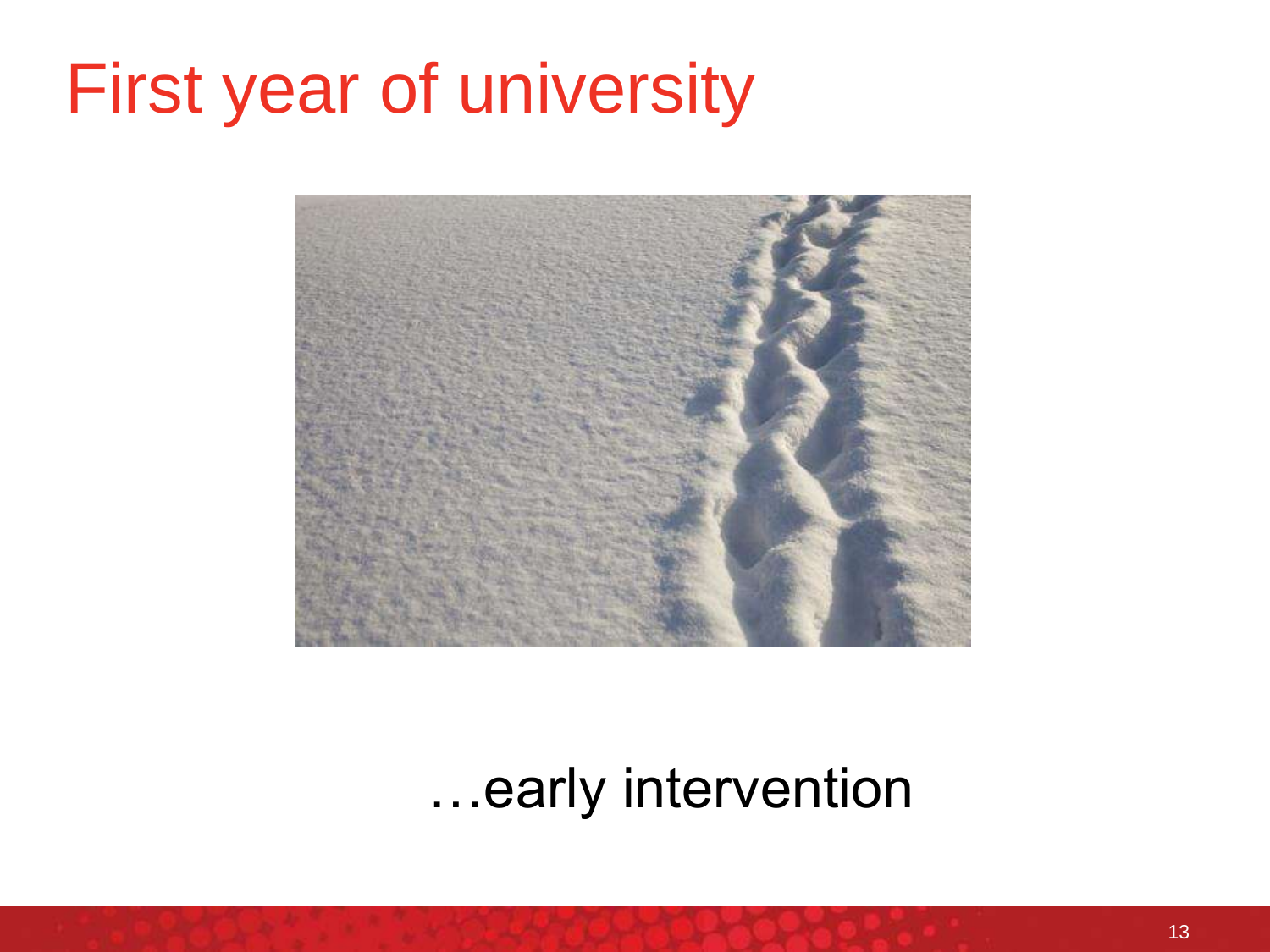# First year of university

…early intervention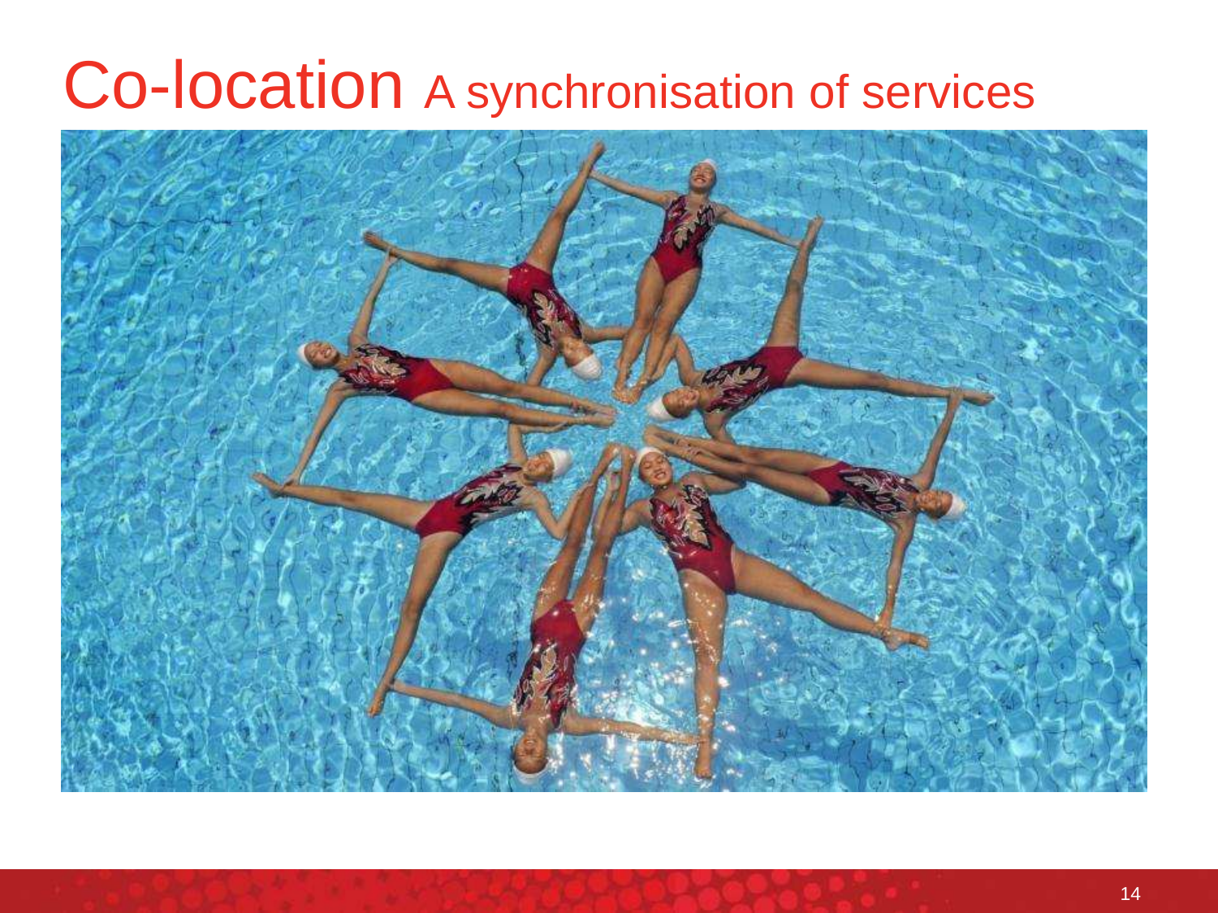# Co-location A synchronisation of services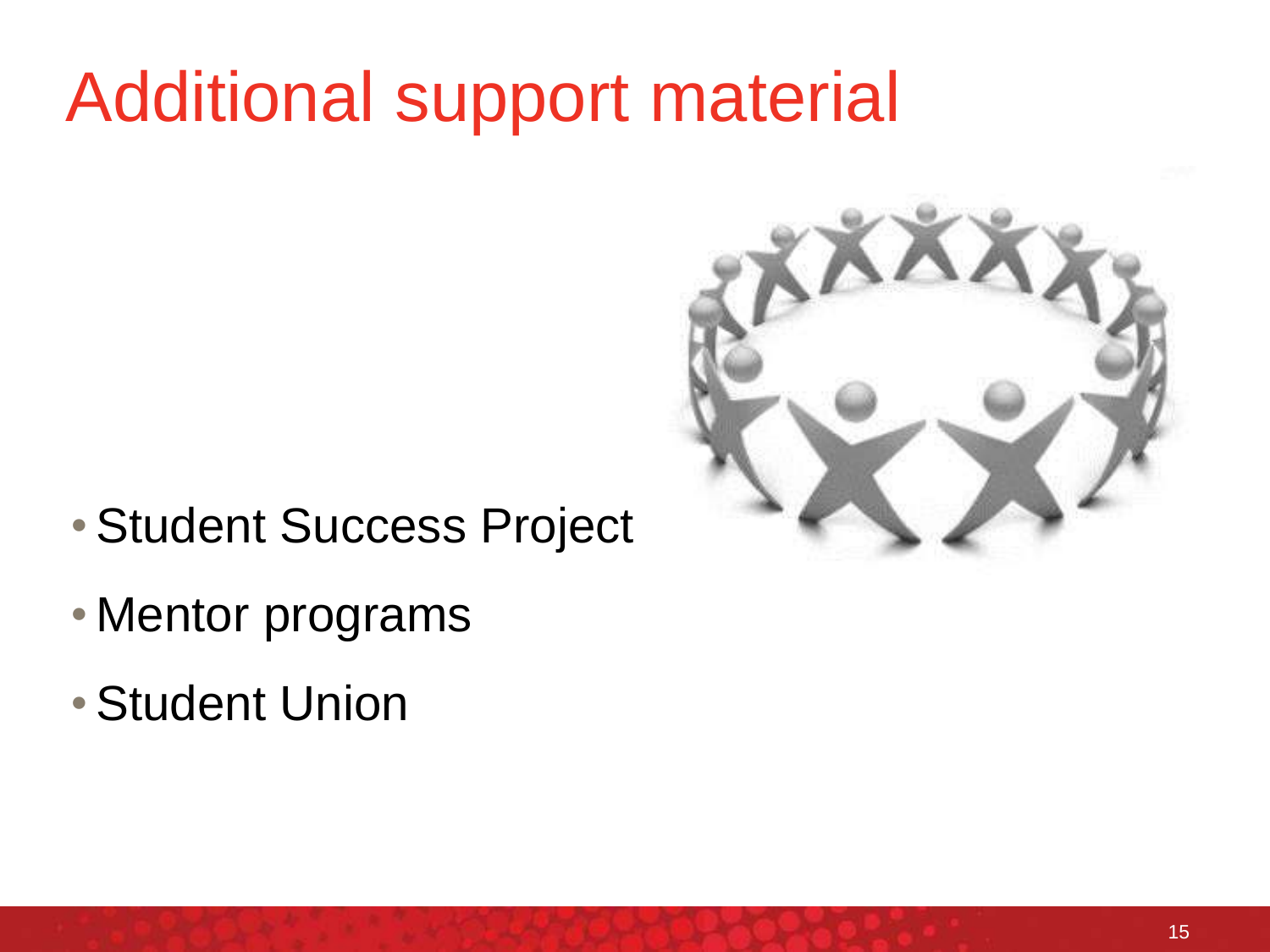# Additional support material

- Student Success Project
- Mentor programs
- Student Union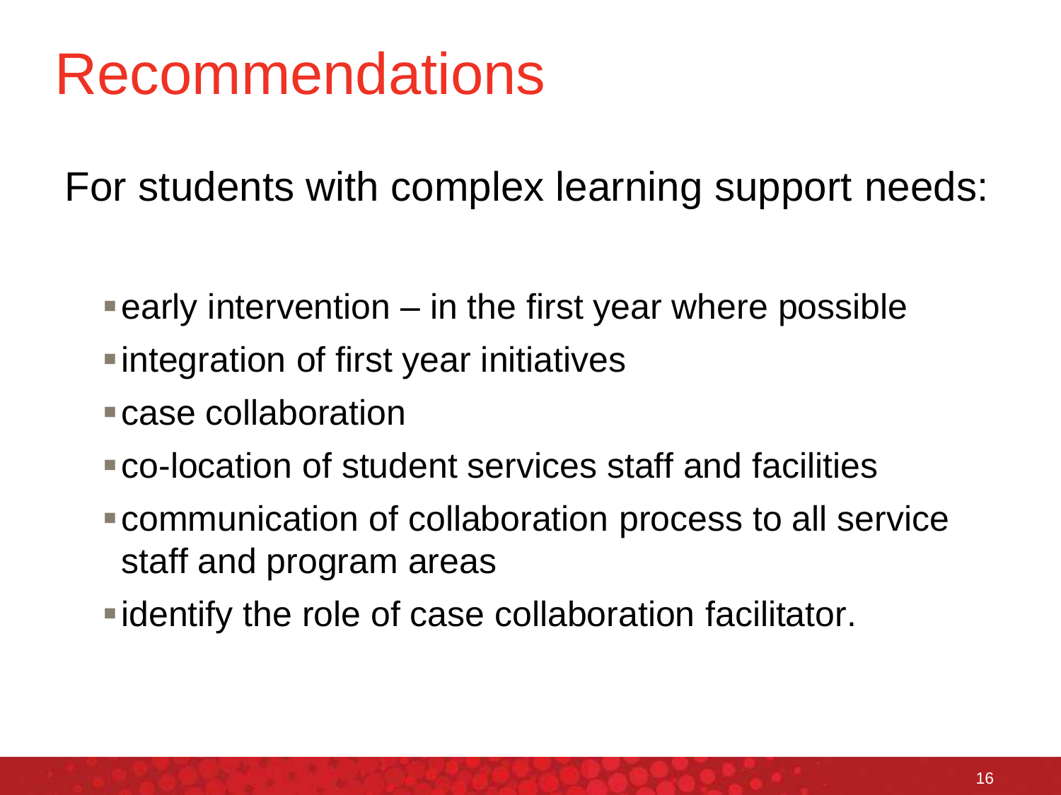# Recommendations

For students with complex learning support needs:

- early intervention – in the first year where possible
- integration of first year initiatives
- case collaboration
- co-location of student services staff and facilities
- communication of collaboration process to all service staff and program areas
- identify the role of case collaboration facilitator.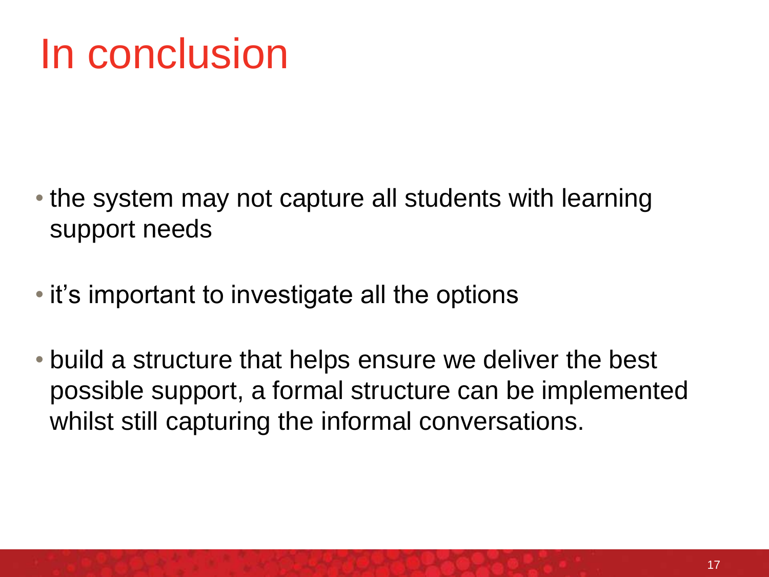# In conclusion

- the system may not capture all students with learning support needs
- it's important to investigate all the options
- build a structure that helps ensure we deliver the best possible support, a formal structure can be implemented whilst still capturing the informal conversations.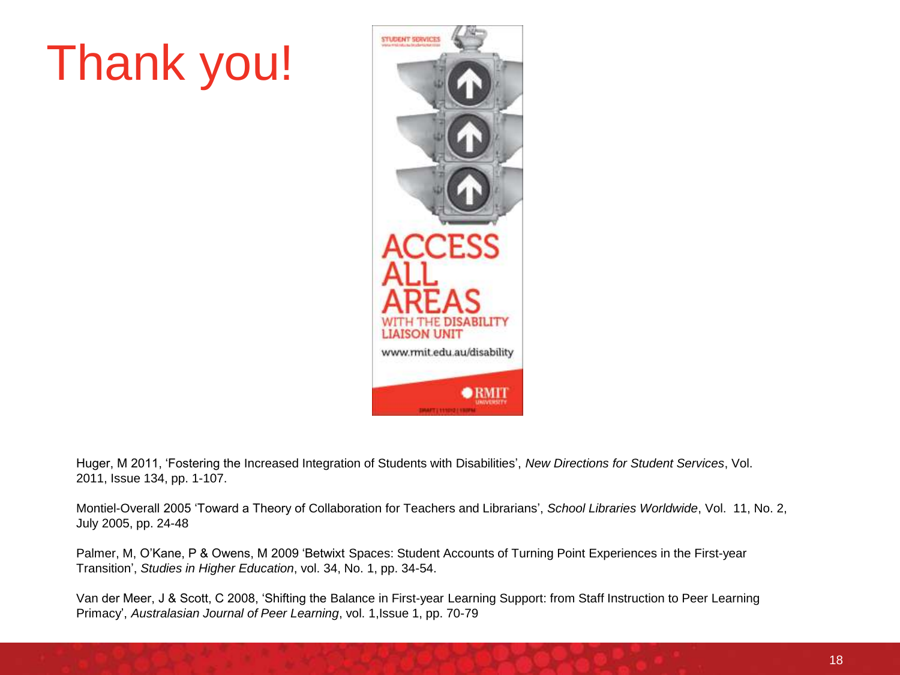# Thank you!

STUDENT SERVICES

ACCESS ALL AREAS WITH THE DISABILITY LIAISON UNIT

www.rmit.edu.au/disability

RMIT UNIVERSITY

Huger, M 2011, 'Fostering the Increased Integration of Students with Disabilities', *New Directions for Student Services*, Vol. 2011, Issue 134, pp. 1-107.

Montiel-Overall 2005 'Toward a Theory of Collaboration for Teachers and Librarians', *School Libraries Worldwide*, Vol. 11, No. 2, July 2005, pp. 24-48

Palmer, M, O'Kane, P & Owens, M 2009 'Betwixt Spaces: Student Accounts of Turning Point Experiences in the First-year Transition', *Studies in Higher Education*, vol. 34, No. 1, pp. 34-54.

Van der Meer, J & Scott, C 2008, 'Shifting the Balance in First-year Learning Support: from Staff Instruction to Peer Learning Primacy', *Australasian Journal of Peer Learning*, vol. 1,Issue 1, pp. 70-79